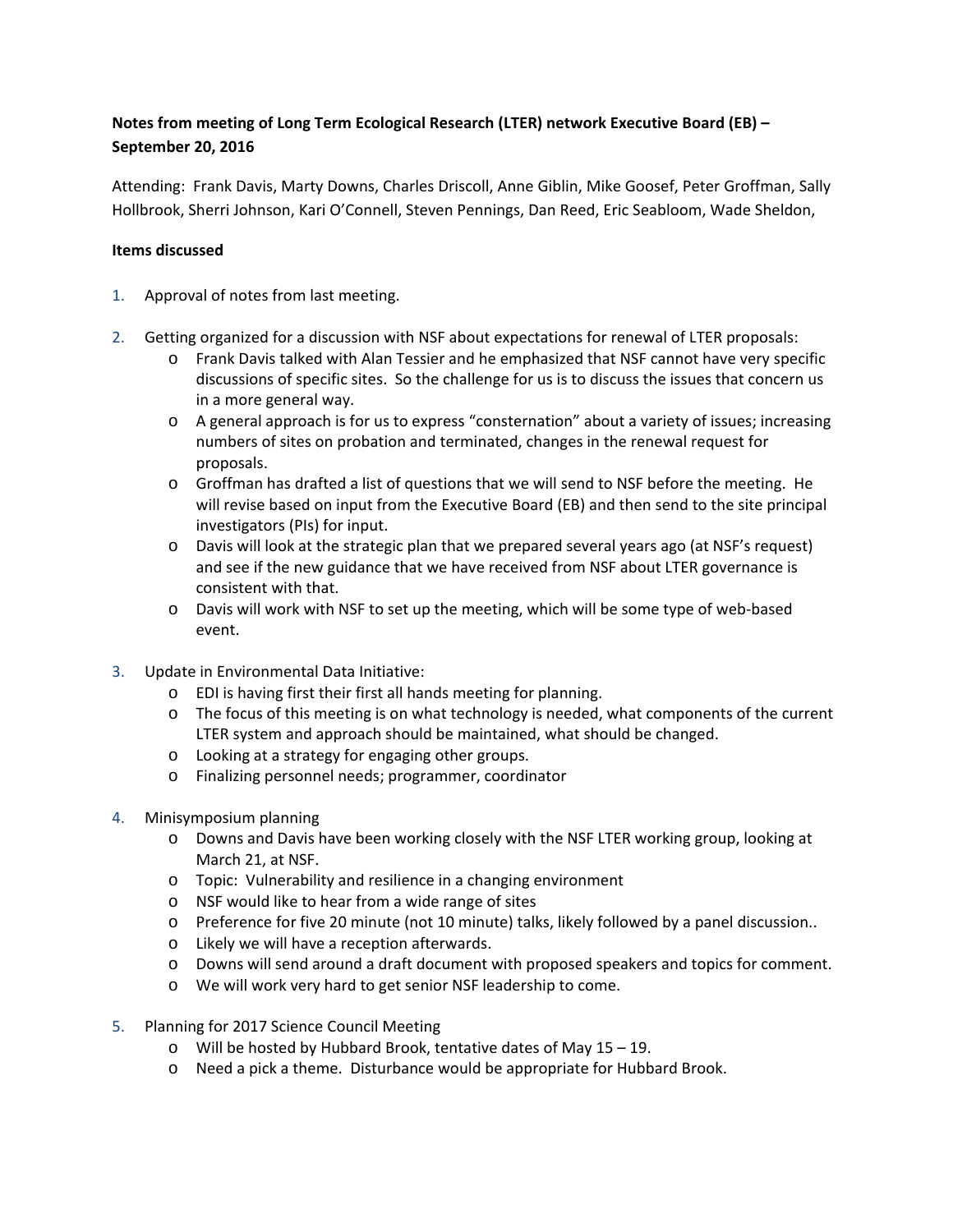**Notes from meeting of Long Term Ecological Research (LTER) network Executive Board (EB) – September 20, 2016**

Attending: Frank Davis, Marty Downs, Charles Driscoll, Anne Giblin, Mike Goosef, Peter Groffman, Sally Hollbrook, Sherri Johnson, Kari O'Connell, Steven Pennings, Dan Reed, Eric Seabloom, Wade Sheldon,

**Items discussed**

1. Approval of notes from last meeting.

2. Getting organized for a discussion with NSF about expectations for renewal of LTER proposals:
   - Frank Davis talked with Alan Tessier and he emphasized that NSF cannot have very specific discussions of specific sites. So the challenge for us is to discuss the issues that concern us in a more general way.
   - A general approach is for us to express "consternation" about a variety of issues; increasing numbers of sites on probation and terminated, changes in the renewal request for proposals.
   - Groffman has drafted a list of questions that we will send to NSF before the meeting. He will revise based on input from the Executive Board (EB) and then send to the site principal investigators (PIs) for input.
   - Davis will look at the strategic plan that we prepared several years ago (at NSF's request) and see if the new guidance that we have received from NSF about LTER governance is consistent with that.
   - Davis will work with NSF to set up the meeting, which will be some type of web-based event.

3. Update in Environmental Data Initiative:
   - EDI is having first their first all hands meeting for planning.
   - The focus of this meeting is on what technology is needed, what components of the current LTER system and approach should be maintained, what should be changed.
   - Looking at a strategy for engaging other groups.
   - Finalizing personnel needs; programmer, coordinator

4. Minisymposium planning
   - Downs and Davis have been working closely with the NSF LTER working group, looking at March 21, at NSF.
   - Topic: Vulnerability and resilience in a changing environment
   - NSF would like to hear from a wide range of sites
   - Preference for five 20 minute (not 10 minute) talks, likely followed by a panel discussion..
   - Likely we will have a reception afterwards.
   - Downs will send around a draft document with proposed speakers and topics for comment.
   - We will work very hard to get senior NSF leadership to come.

5. Planning for 2017 Science Council Meeting
   - Will be hosted by Hubbard Brook, tentative dates of May 15 – 19.
   - Need a pick a theme. Disturbance would be appropriate for Hubbard Brook.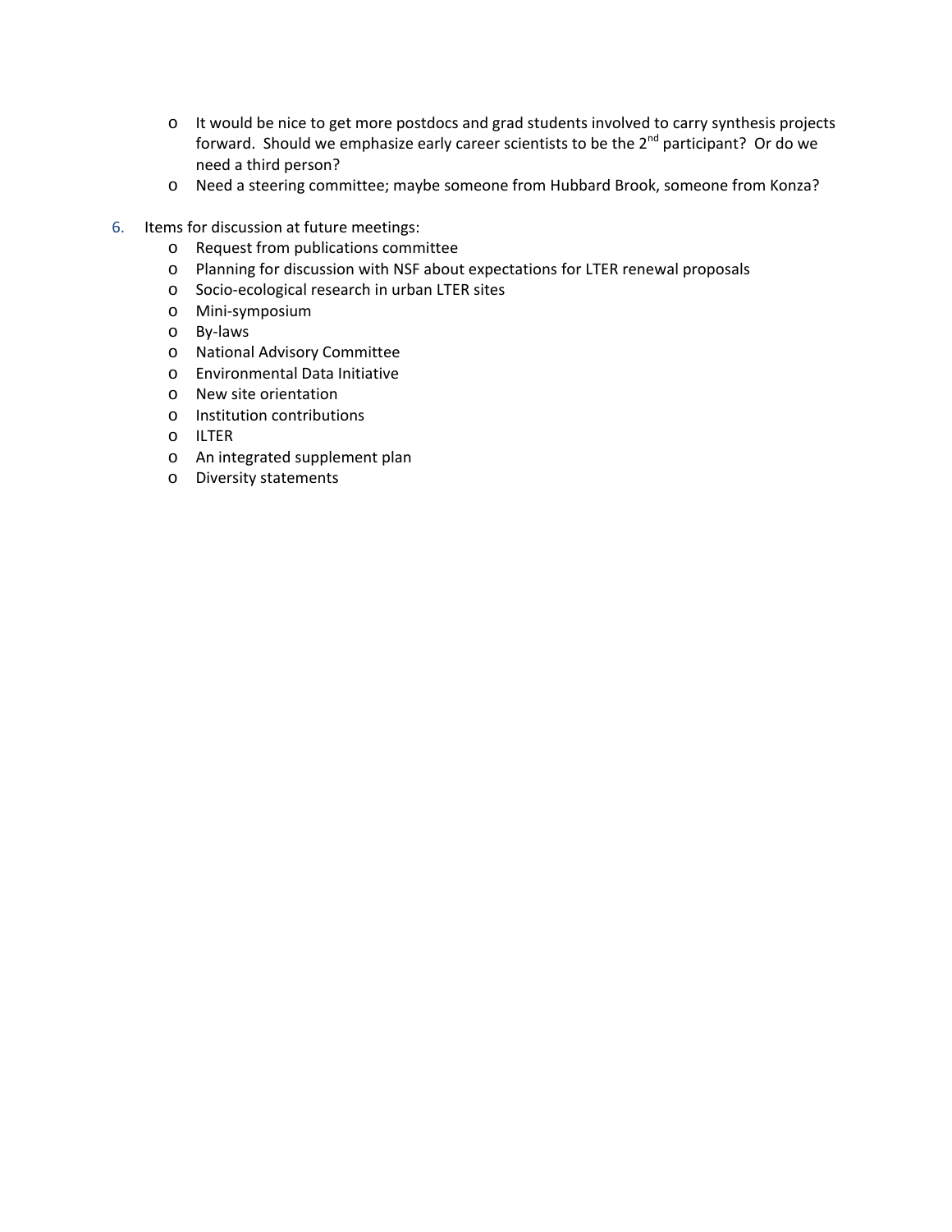- It would be nice to get more postdocs and grad students involved to carry synthesis projects forward. Should we emphasize early career scientists to be the 2nd participant? Or do we need a third person?
- Need a steering committee; maybe someone from Hubbard Brook, someone from Konza?

6. Items for discussion at future meetings:
    - Request from publications committee
    - Planning for discussion with NSF about expectations for LTER renewal proposals
    - Socio-ecological research in urban LTER sites
    - Mini-symposium
    - By-laws
    - National Advisory Committee
    - Environmental Data Initiative
    - New site orientation
    - Institution contributions
    - ILTER
    - An integrated supplement plan
    - Diversity statements